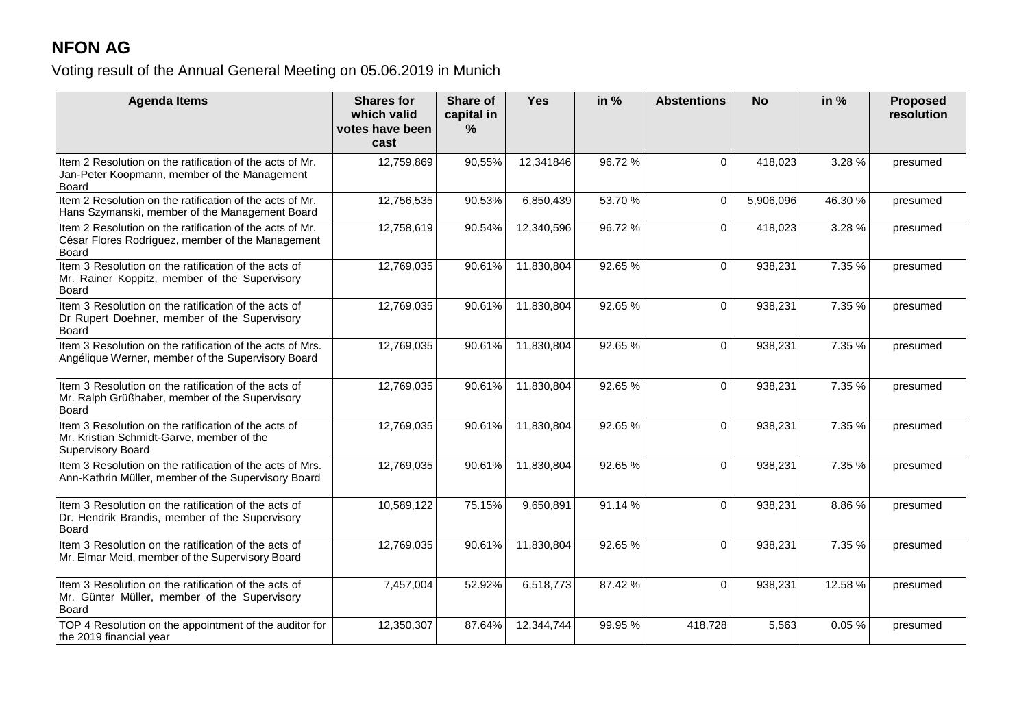# NFON AG

Voting result of the Annual General Meeting on 05.06.2019 in Munich

| Agenda Items | Shares for which valid votes have been cast | Share of capital in % | Yes | in % | Abstentions | No | in % | Proposed resolution |
|---|---|---|---|---|---|---|---|---|
| Item 2 Resolution on the ratification of the acts of Mr. Jan-Peter Koopmann, member of the Management Board | 12,759,869 | 90,55% | 12,341846 | 96.72 % | 0 | 418,023 | 3.28 % | presumed |
| Item 2 Resolution on the ratification of the acts of Mr. Hans Szymanski, member of the Management Board | 12,756,535 | 90.53% | 6,850,439 | 53.70 % | 0 | 5,906,096 | 46.30 % | presumed |
| Item 2 Resolution on the ratification of the acts of Mr. César Flores Rodríguez, member of the Management Board | 12,758,619 | 90.54% | 12,340,596 | 96.72 % | 0 | 418,023 | 3.28 % | presumed |
| Item 3 Resolution on the ratification of the acts of Mr. Rainer Koppitz, member of the Supervisory Board | 12,769,035 | 90.61% | 11,830,804 | 92.65 % | 0 | 938,231 | 7.35 % | presumed |
| Item 3 Resolution on the ratification of the acts of Dr Rupert Doehner, member of the Supervisory Board | 12,769,035 | 90.61% | 11,830,804 | 92.65 % | 0 | 938,231 | 7.35 % | presumed |
| Item 3 Resolution on the ratification of the acts of Mrs. Angélique Werner, member of the Supervisory Board | 12,769,035 | 90.61% | 11,830,804 | 92.65 % | 0 | 938,231 | 7.35 % | presumed |
| Item 3 Resolution on the ratification of the acts of Mr. Ralph Grüßhaber, member of the Supervisory Board | 12,769,035 | 90.61% | 11,830,804 | 92.65 % | 0 | 938,231 | 7.35 % | presumed |
| Item 3 Resolution on the ratification of the acts of Mr. Kristian Schmidt-Garve, member of the Supervisory Board | 12,769,035 | 90.61% | 11,830,804 | 92.65 % | 0 | 938,231 | 7.35 % | presumed |
| Item 3 Resolution on the ratification of the acts of Mrs. Ann-Kathrin Müller, member of the Supervisory Board | 12,769,035 | 90.61% | 11,830,804 | 92.65 % | 0 | 938,231 | 7.35 % | presumed |
| Item 3 Resolution on the ratification of the acts of Dr. Hendrik Brandis, member of the Supervisory Board | 10,589,122 | 75.15% | 9,650,891 | 91.14 % | 0 | 938,231 | 8.86 % | presumed |
| Item 3 Resolution on the ratification of the acts of Mr. Elmar Meid, member of the Supervisory Board | 12,769,035 | 90.61% | 11,830,804 | 92.65 % | 0 | 938,231 | 7.35 % | presumed |
| Item 3 Resolution on the ratification of the acts of Mr. Günter Müller, member of the Supervisory Board | 7,457,004 | 52.92% | 6,518,773 | 87.42 % | 0 | 938,231 | 12.58 % | presumed |
| TOP 4 Resolution on the appointment of the auditor for the 2019 financial year | 12,350,307 | 87.64% | 12,344,744 | 99.95 % | 418,728 | 5,563 | 0.05 % | presumed |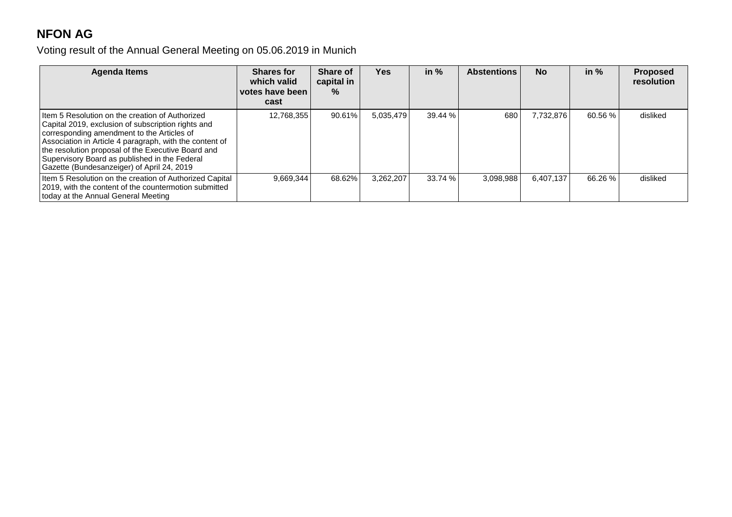# NFON AG

Voting result of the Annual General Meeting on 05.06.2019 in Munich

| Agenda Items | Shares for which valid votes have been cast | Share of capital in % | Yes | in % | Abstentions | No | in % | Proposed resolution |
|---|---|---|---|---|---|---|---|---|
| Item 5 Resolution on the creation of Authorized Capital 2019, exclusion of subscription rights and corresponding amendment to the Articles of Association in Article 4 paragraph, with the content of the resolution proposal of the Executive Board and Supervisory Board as published in the Federal Gazette (Bundesanzeiger) of April 24, 2019 | 12,768,355 | 90.61% | 5,035,479 | 39.44 % | 680 | 7,732,876 | 60.56 % | disliked |
| Item 5 Resolution on the creation of Authorized Capital 2019, with the content of the countermotion submitted today at the Annual General Meeting | 9,669,344 | 68.62% | 3,262,207 | 33.74 % | 3,098,988 | 6,407,137 | 66.26 % | disliked |